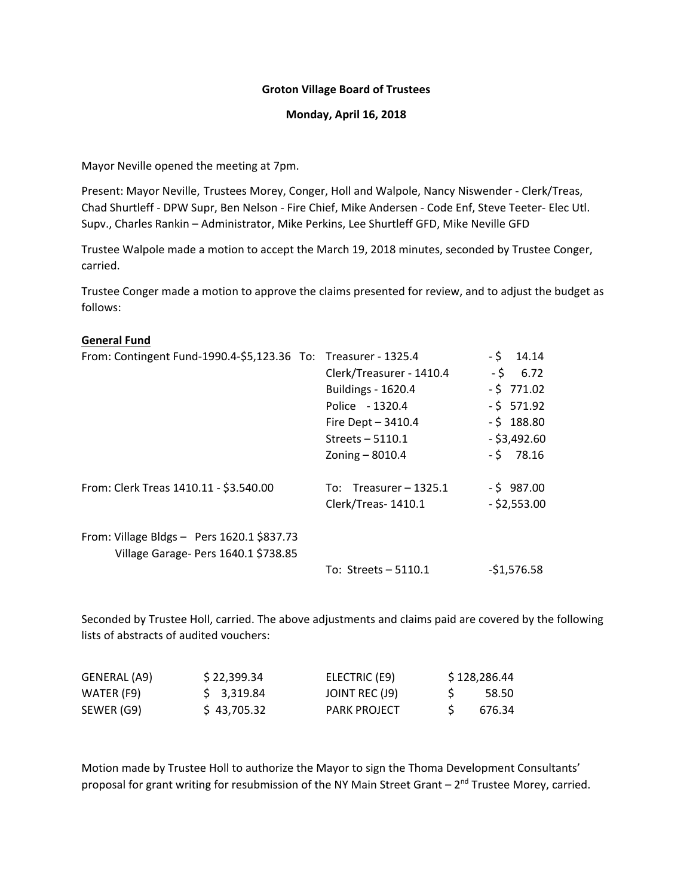**Groton Village Board of Trustees**

**Monday, April 16, 2018**

Mayor Neville opened the meeting at 7pm.

Present: Mayor Neville, Trustees Morey, Conger, Holl and Walpole, Nancy Niswender - Clerk/Treas, Chad Shurtleff - DPW Supr, Ben Nelson - Fire Chief, Mike Andersen - Code Enf, Steve Teeter- Elec Utl. Supv., Charles Rankin – Administrator, Mike Perkins, Lee Shurtleff GFD, Mike Neville GFD

Trustee Walpole made a motion to accept the March 19, 2018 minutes, seconded by Trustee Conger, carried.

Trustee Conger made a motion to approve the claims presented for review, and to adjust the budget as follows:

**General Fund**

| From | To | Amount |
|---|---|---|
| From: Contingent Fund-1990.4-$5,123.36 | To: Treasurer - 1325.4 | -$ 14.14 |
| | Clerk/Treasurer - 1410.4 | -$ 6.72 |
| | Buildings - 1620.4 | -$ 771.02 |
| | Police - 1320.4 | -$ 571.92 |
| | Fire Dept – 3410.4 | -$ 188.80 |
| | Streets – 5110.1 | -$3,492.60 |
| | Zoning – 8010.4 | -$ 78.16 |
| From: Clerk Treas 1410.11 - $3.540.00 | To: Treasurer – 1325.1 | -$ 987.00 |
| | Clerk/Treas- 1410.1 | -$2,553.00 |
| From: Village Bldgs – Pers 1620.1 $837.73<br>Village Garage- Pers 1640.1 $738.85 | To: Streets – 5110.1 | -$1,576.58 |

Seconded by Trustee Holl, carried. The above adjustments and claims paid are covered by the following lists of abstracts of audited vouchers:

| | | | |
|---|---|---|---|
| GENERAL (A9) | $ 22,399.34 | ELECTRIC (E9) | $ 128,286.44 |
| WATER (F9) | $ 3,319.84 | JOINT REC (J9) | $ 58.50 |
| SEWER (G9) | $ 43,705.32 | PARK PROJECT | $ 676.34 |

Motion made by Trustee Holl to authorize the Mayor to sign the Thoma Development Consultants' proposal for grant writing for resubmission of the NY Main Street Grant – 2nd Trustee Morey, carried.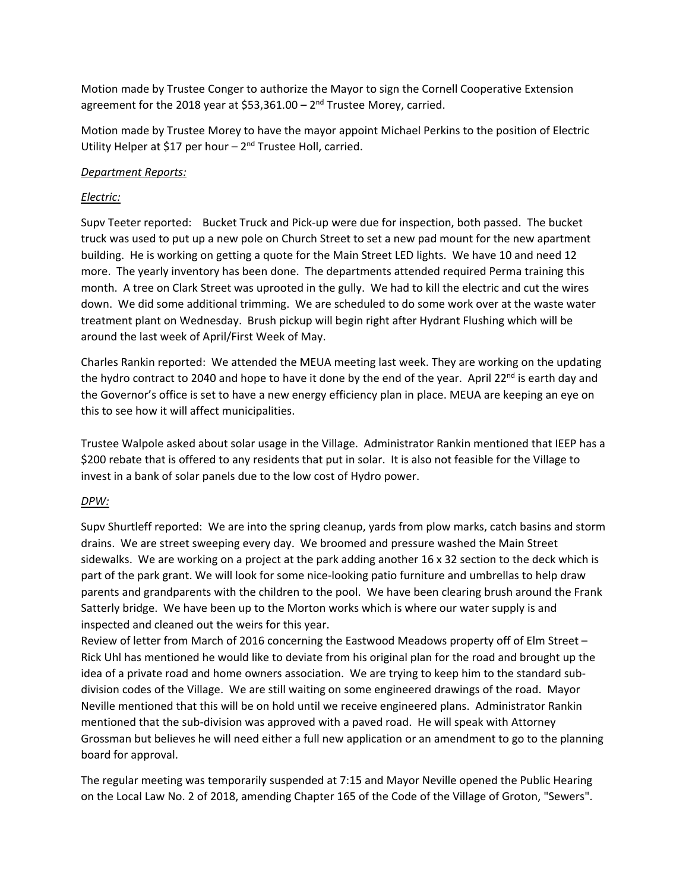Motion made by Trustee Conger to authorize the Mayor to sign the Cornell Cooperative Extension agreement for the 2018 year at $53,361.00 – 2nd Trustee Morey, carried.

Motion made by Trustee Morey to have the mayor appoint Michael Perkins to the position of Electric Utility Helper at $17 per hour – 2nd Trustee Holl, carried.

*Department Reports:*

*Electric:*

Supv Teeter reported: Bucket Truck and Pick-up were due for inspection, both passed. The bucket truck was used to put up a new pole on Church Street to set a new pad mount for the new apartment building. He is working on getting a quote for the Main Street LED lights. We have 10 and need 12 more. The yearly inventory has been done. The departments attended required Perma training this month. A tree on Clark Street was uprooted in the gully. We had to kill the electric and cut the wires down. We did some additional trimming. We are scheduled to do some work over at the waste water treatment plant on Wednesday. Brush pickup will begin right after Hydrant Flushing which will be around the last week of April/First Week of May.

Charles Rankin reported: We attended the MEUA meeting last week. They are working on the updating the hydro contract to 2040 and hope to have it done by the end of the year. April 22nd is earth day and the Governor's office is set to have a new energy efficiency plan in place. MEUA are keeping an eye on this to see how it will affect municipalities.

Trustee Walpole asked about solar usage in the Village. Administrator Rankin mentioned that IEEP has a $200 rebate that is offered to any residents that put in solar. It is also not feasible for the Village to invest in a bank of solar panels due to the low cost of Hydro power.

*DPW:*

Supv Shurtleff reported: We are into the spring cleanup, yards from plow marks, catch basins and storm drains. We are street sweeping every day. We broomed and pressure washed the Main Street sidewalks. We are working on a project at the park adding another 16 x 32 section to the deck which is part of the park grant. We will look for some nice-looking patio furniture and umbrellas to help draw parents and grandparents with the children to the pool. We have been clearing brush around the Frank Satterly bridge. We have been up to the Morton works which is where our water supply is and inspected and cleaned out the weirs for this year.

Review of letter from March of 2016 concerning the Eastwood Meadows property off of Elm Street – Rick Uhl has mentioned he would like to deviate from his original plan for the road and brought up the idea of a private road and home owners association. We are trying to keep him to the standard sub-division codes of the Village. We are still waiting on some engineered drawings of the road. Mayor Neville mentioned that this will be on hold until we receive engineered plans. Administrator Rankin mentioned that the sub-division was approved with a paved road. He will speak with Attorney Grossman but believes he will need either a full new application or an amendment to go to the planning board for approval.

The regular meeting was temporarily suspended at 7:15 and Mayor Neville opened the Public Hearing on the Local Law No. 2 of 2018, amending Chapter 165 of the Code of the Village of Groton, "Sewers".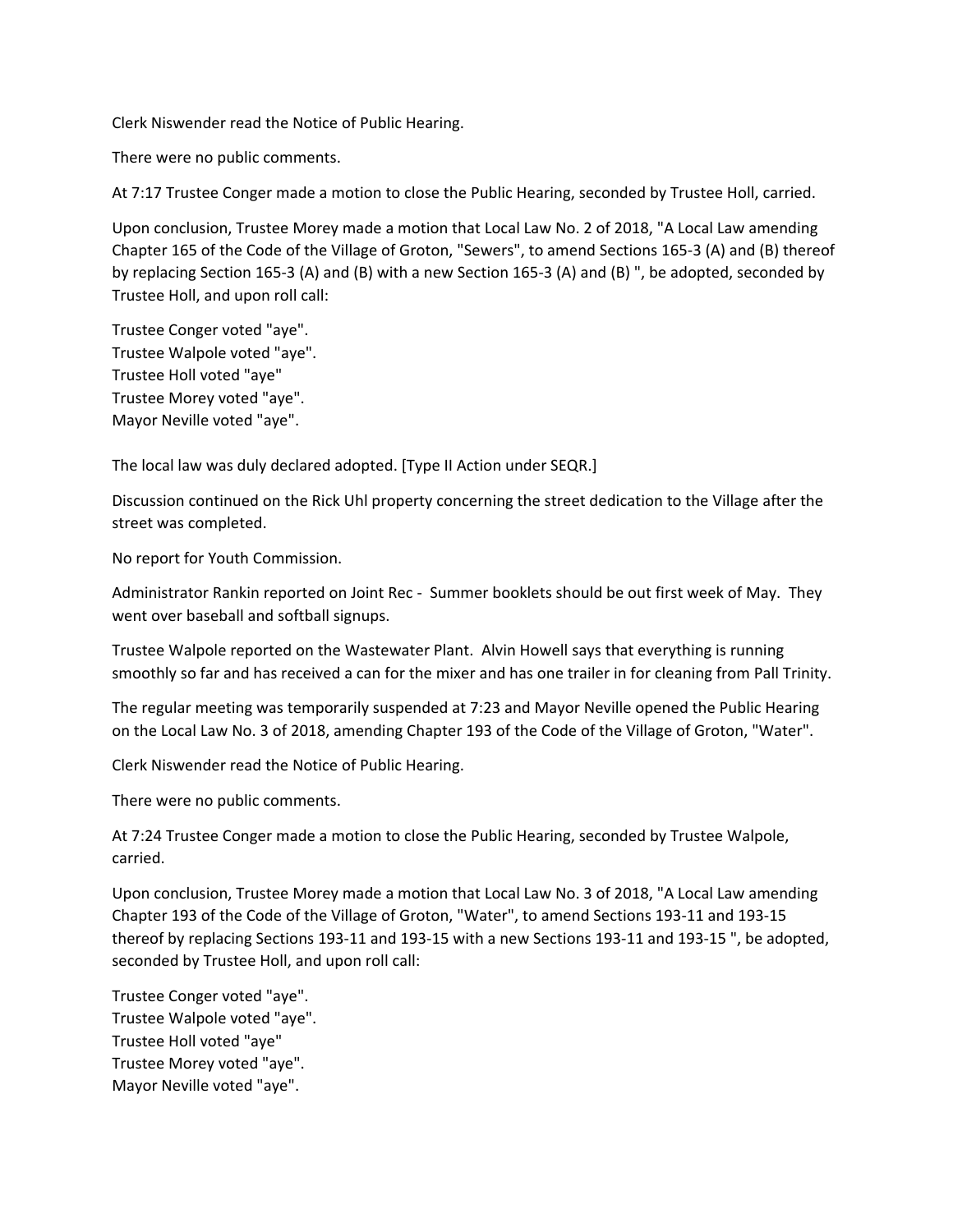Clerk Niswender read the Notice of Public Hearing.

There were no public comments.

At 7:17 Trustee Conger made a motion to close the Public Hearing, seconded by Trustee Holl, carried.

Upon conclusion, Trustee Morey made a motion that Local Law No. 2 of 2018, "A Local Law amending Chapter 165 of the Code of the Village of Groton, "Sewers", to amend Sections 165-3 (A) and (B) thereof by replacing Section 165-3 (A) and (B) with a new Section 165-3 (A) and (B) ", be adopted, seconded by Trustee Holl, and upon roll call:

Trustee Conger voted "aye".
Trustee Walpole voted "aye".
Trustee Holl voted "aye"
Trustee Morey voted "aye".
Mayor Neville voted "aye".

The local law was duly declared adopted. [Type II Action under SEQR.]

Discussion continued on the Rick Uhl property concerning the street dedication to the Village after the street was completed.

No report for Youth Commission.

Administrator Rankin reported on Joint Rec - Summer booklets should be out first week of May. They went over baseball and softball signups.

Trustee Walpole reported on the Wastewater Plant. Alvin Howell says that everything is running smoothly so far and has received a can for the mixer and has one trailer in for cleaning from Pall Trinity.

The regular meeting was temporarily suspended at 7:23 and Mayor Neville opened the Public Hearing on the Local Law No. 3 of 2018, amending Chapter 193 of the Code of the Village of Groton, "Water".

Clerk Niswender read the Notice of Public Hearing.

There were no public comments.

At 7:24 Trustee Conger made a motion to close the Public Hearing, seconded by Trustee Walpole, carried.

Upon conclusion, Trustee Morey made a motion that Local Law No. 3 of 2018, "A Local Law amending Chapter 193 of the Code of the Village of Groton, "Water", to amend Sections 193-11 and 193-15 thereof by replacing Sections 193-11 and 193-15 with a new Sections 193-11 and 193-15 ", be adopted, seconded by Trustee Holl, and upon roll call:

Trustee Conger voted "aye".
Trustee Walpole voted "aye".
Trustee Holl voted "aye"
Trustee Morey voted "aye".
Mayor Neville voted "aye".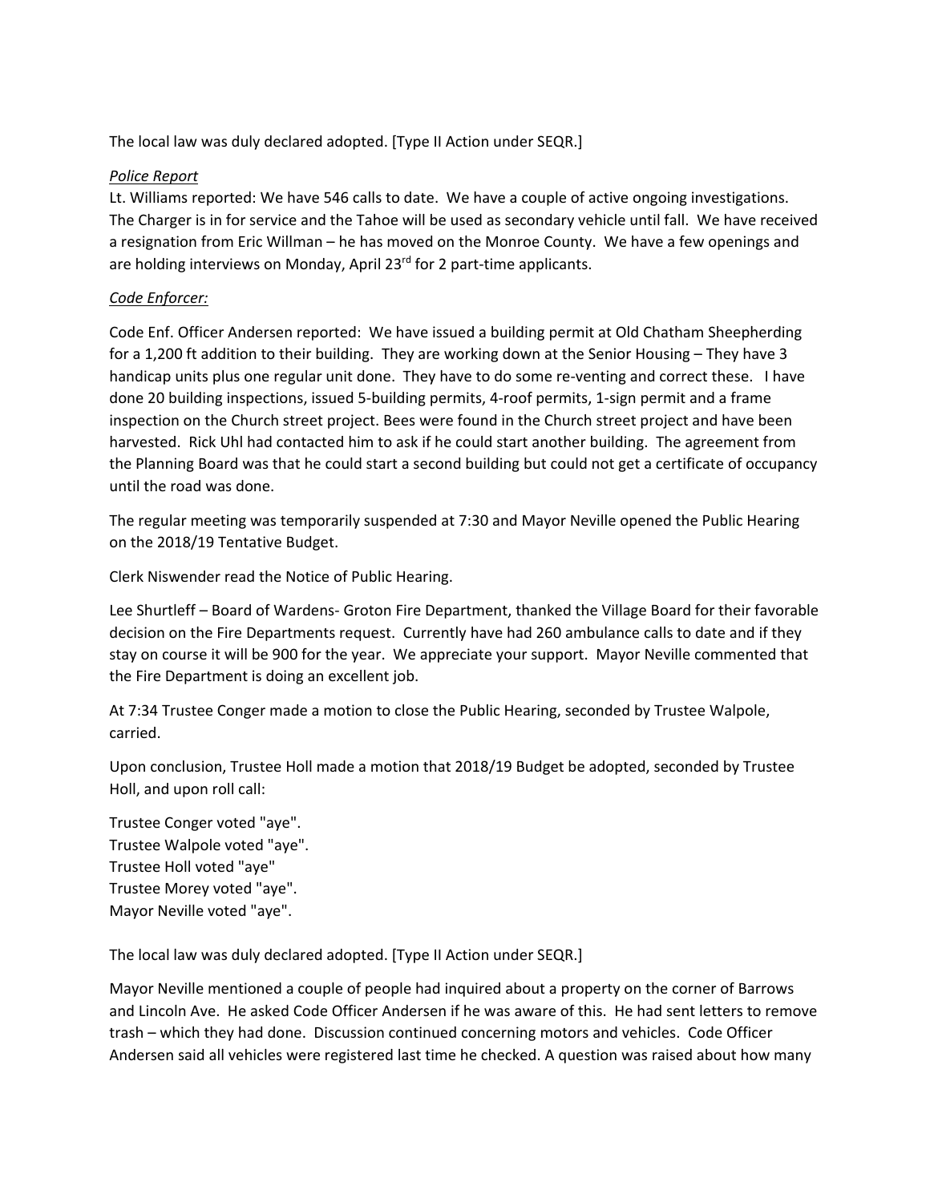The local law was duly declared adopted. [Type II Action under SEQR.]

*Police Report*

Lt. Williams reported: We have 546 calls to date. We have a couple of active ongoing investigations. The Charger is in for service and the Tahoe will be used as secondary vehicle until fall. We have received a resignation from Eric Willman – he has moved on the Monroe County. We have a few openings and are holding interviews on Monday, April 23rd for 2 part-time applicants.

*Code Enforcer:*

Code Enf. Officer Andersen reported: We have issued a building permit at Old Chatham Sheepherding for a 1,200 ft addition to their building. They are working down at the Senior Housing – They have 3 handicap units plus one regular unit done. They have to do some re-venting and correct these. I have done 20 building inspections, issued 5-building permits, 4-roof permits, 1-sign permit and a frame inspection on the Church street project. Bees were found in the Church street project and have been harvested. Rick Uhl had contacted him to ask if he could start another building. The agreement from the Planning Board was that he could start a second building but could not get a certificate of occupancy until the road was done.

The regular meeting was temporarily suspended at 7:30 and Mayor Neville opened the Public Hearing on the 2018/19 Tentative Budget.

Clerk Niswender read the Notice of Public Hearing.

Lee Shurtleff – Board of Wardens- Groton Fire Department, thanked the Village Board for their favorable decision on the Fire Departments request. Currently have had 260 ambulance calls to date and if they stay on course it will be 900 for the year. We appreciate your support. Mayor Neville commented that the Fire Department is doing an excellent job.

At 7:34 Trustee Conger made a motion to close the Public Hearing, seconded by Trustee Walpole, carried.

Upon conclusion, Trustee Holl made a motion that 2018/19 Budget be adopted, seconded by Trustee Holl, and upon roll call:

Trustee Conger voted "aye".
Trustee Walpole voted "aye".
Trustee Holl voted "aye"
Trustee Morey voted "aye".
Mayor Neville voted "aye".

The local law was duly declared adopted. [Type II Action under SEQR.]

Mayor Neville mentioned a couple of people had inquired about a property on the corner of Barrows and Lincoln Ave. He asked Code Officer Andersen if he was aware of this. He had sent letters to remove trash – which they had done. Discussion continued concerning motors and vehicles. Code Officer Andersen said all vehicles were registered last time he checked. A question was raised about how many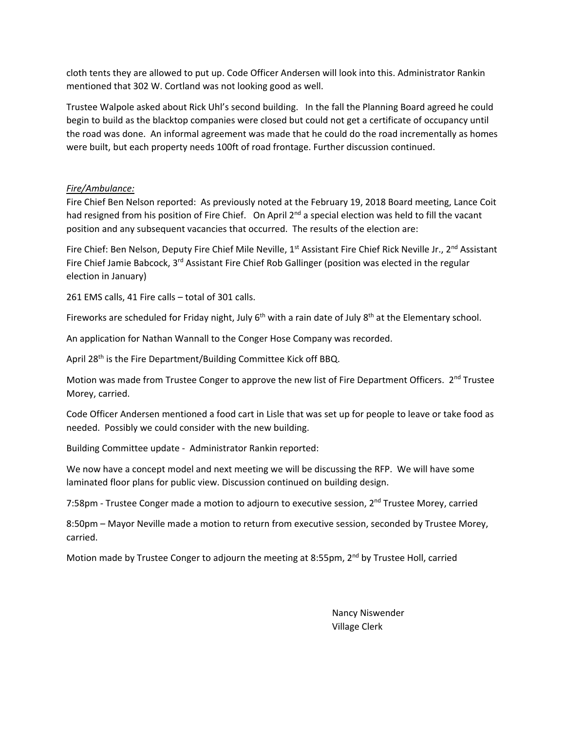cloth tents they are allowed to put up. Code Officer Andersen will look into this. Administrator Rankin mentioned that 302 W. Cortland was not looking good as well.

Trustee Walpole asked about Rick Uhl's second building. In the fall the Planning Board agreed he could begin to build as the blacktop companies were closed but could not get a certificate of occupancy until the road was done. An informal agreement was made that he could do the road incrementally as homes were built, but each property needs 100ft of road frontage. Further discussion continued.

*Fire/Ambulance:*

Fire Chief Ben Nelson reported: As previously noted at the February 19, 2018 Board meeting, Lance Coit had resigned from his position of Fire Chief. On April 2nd a special election was held to fill the vacant position and any subsequent vacancies that occurred. The results of the election are:

Fire Chief: Ben Nelson, Deputy Fire Chief Mile Neville, 1st Assistant Fire Chief Rick Neville Jr., 2nd Assistant Fire Chief Jamie Babcock, 3rd Assistant Fire Chief Rob Gallinger (position was elected in the regular election in January)

261 EMS calls, 41 Fire calls – total of 301 calls.

Fireworks are scheduled for Friday night, July 6th with a rain date of July 8th at the Elementary school.

An application for Nathan Wannall to the Conger Hose Company was recorded.

April 28th is the Fire Department/Building Committee Kick off BBQ.

Motion was made from Trustee Conger to approve the new list of Fire Department Officers. 2nd Trustee Morey, carried.

Code Officer Andersen mentioned a food cart in Lisle that was set up for people to leave or take food as needed. Possibly we could consider with the new building.

Building Committee update - Administrator Rankin reported:

We now have a concept model and next meeting we will be discussing the RFP. We will have some laminated floor plans for public view. Discussion continued on building design.

7:58pm - Trustee Conger made a motion to adjourn to executive session, 2nd Trustee Morey, carried

8:50pm – Mayor Neville made a motion to return from executive session, seconded by Trustee Morey, carried.

Motion made by Trustee Conger to adjourn the meeting at 8:55pm, 2nd by Trustee Holl, carried

Nancy Niswender
Village Clerk